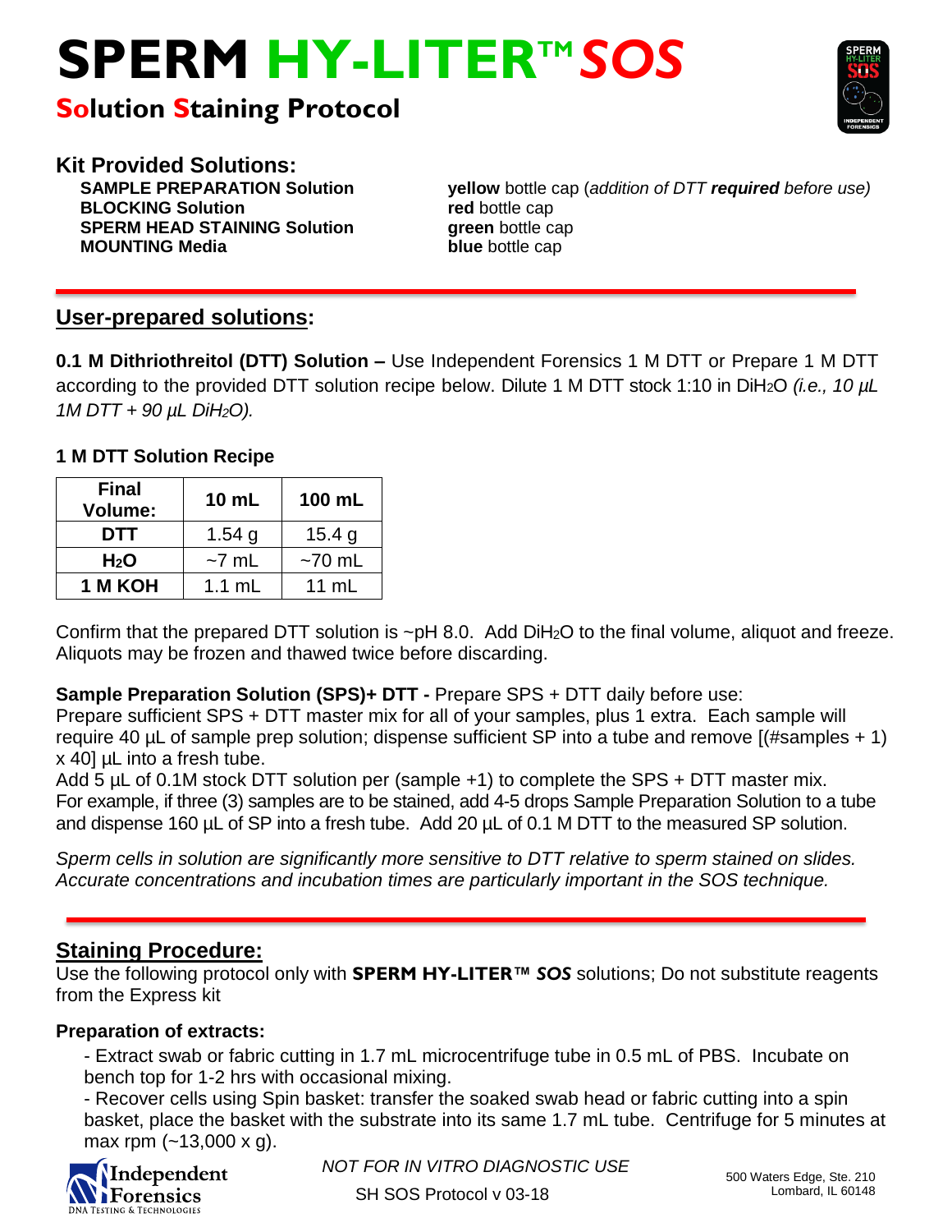# SPERM HY-LITER™ *SOS*

## Solution Staining Protocol

### Kit Provided Solutions:

**SAMPLE PREPARATION Solution** — **yellow** bottle cap (*addition of DTT **required** before use)*
**BLOCKING Solution** — **red** bottle cap
**SPERM HEAD STAINING Solution** — **green** bottle cap
**MOUNTING Media** — **blue** bottle cap

## User-prepared solutions:

**0.1 M Dithriothreitol (DTT) Solution –** Use Independent Forensics 1 M DTT or Prepare 1 M DTT according to the provided DTT solution recipe below. Dilute 1 M DTT stock 1:10 in $DiH_2O$ *(i.e., 10 µL 1M DTT + 90 µL $DiH_2O$).*

**1 M DTT Solution Recipe**

| Final Volume: | 10 mL | 100 mL |
|---|---|---|
| **DTT** | 1.54 g | 15.4 g |
| **$H_2O$** | ~7 mL | ~70 mL |
| **1 M KOH** | 1.1 mL | 11 mL |

Confirm that the prepared DTT solution is ~pH 8.0. Add $DiH_2O$ to the final volume, aliquot and freeze. Aliquots may be frozen and thawed twice before discarding.

**Sample Preparation Solution (SPS)+ DTT -** Prepare SPS + DTT daily before use:
Prepare sufficient SPS + DTT master mix for all of your samples, plus 1 extra. Each sample will require 40 µL of sample prep solution; dispense sufficient SP into a tube and remove [(#samples + 1) x 40] µL into a fresh tube.
Add 5 µL of 0.1M stock DTT solution per (sample +1) to complete the SPS + DTT master mix.
For example, if three (3) samples are to be stained, add 4-5 drops Sample Preparation Solution to a tube and dispense 160 µL of SP into a fresh tube. Add 20 µL of 0.1 M DTT to the measured SP solution.

*Sperm cells in solution are significantly more sensitive to DTT relative to sperm stained on slides. Accurate concentrations and incubation times are particularly important in the SOS technique.*

## Staining Procedure:

Use the following protocol only with **SPERM HY-LITER™ *SOS*** solutions; Do not substitute reagents from the Express kit

**Preparation of extracts:**

- Extract swab or fabric cutting in 1.7 mL microcentrifuge tube in 0.5 mL of PBS. Incubate on bench top for 1-2 hrs with occasional mixing.
- Recover cells using Spin basket: transfer the soaked swab head or fabric cutting into a spin basket, place the basket with the substrate into its same 1.7 mL tube. Centrifuge for 5 minutes at max rpm (~13,000 x g).

*NOT FOR IN VITRO DIAGNOSTIC USE*

SH SOS Protocol v 03-18

Independent Forensics — DNA Testing & Technologies
500 Waters Edge, Ste. 210
Lombard, IL 60148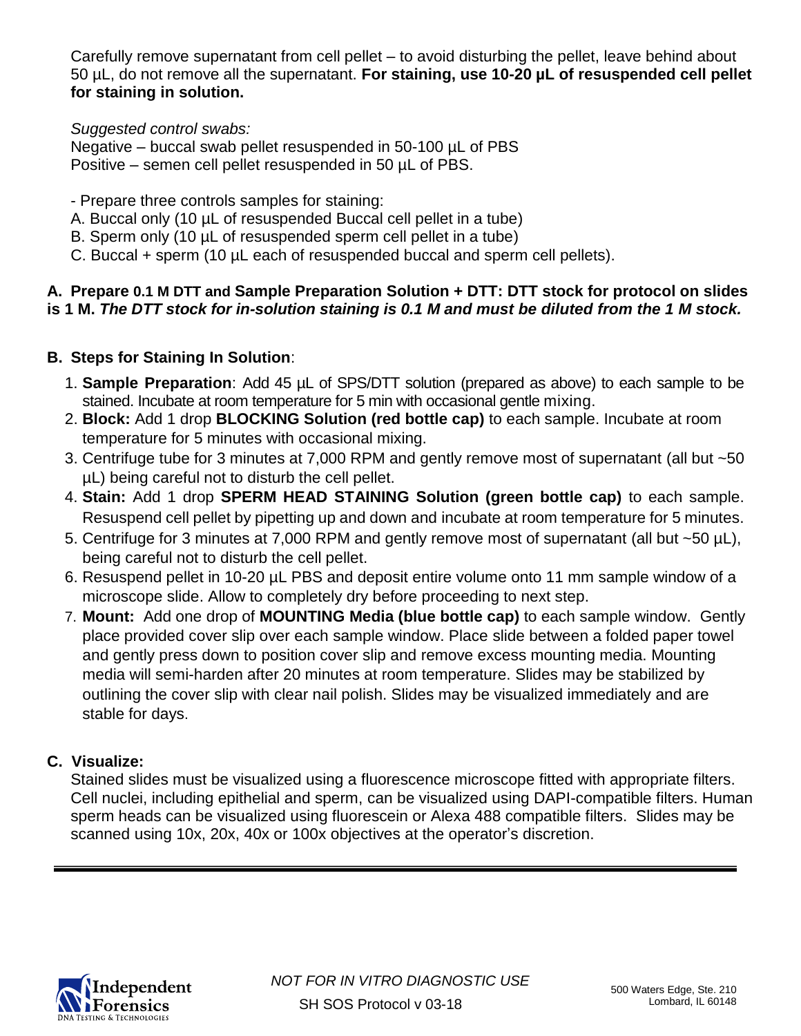Carefully remove supernatant from cell pellet – to avoid disturbing the pellet, leave behind about 50 µL, do not remove all the supernatant. **For staining, use 10-20 µL of resuspended cell pellet for staining in solution.**

*Suggested control swabs:*
Negative – buccal swab pellet resuspended in 50-100 µL of PBS
Positive – semen cell pellet resuspended in 50 µL of PBS.

- Prepare three controls samples for staining:

A. Buccal only (10 µL of resuspended Buccal cell pellet in a tube)
B. Sperm only (10 µL of resuspended sperm cell pellet in a tube)
C. Buccal + sperm (10 µL each of resuspended buccal and sperm cell pellets).

**A. Prepare 0.1 M DTT and Sample Preparation Solution + DTT: DTT stock for protocol on slides is 1 M.** ***The DTT stock for in-solution staining is 0.1 M and must be diluted from the 1 M stock.***

**B. Steps for Staining In Solution**:

1. **Sample Preparation**: Add 45 µL of SPS/DTT solution (prepared as above) to each sample to be stained. Incubate at room temperature for 5 min with occasional gentle mixing.
2. **Block:** Add 1 drop **BLOCKING Solution (red bottle cap)** to each sample. Incubate at room temperature for 5 minutes with occasional mixing.
3. Centrifuge tube for 3 minutes at 7,000 RPM and gently remove most of supernatant (all but ~50 µL) being careful not to disturb the cell pellet.
4. **Stain:** Add 1 drop **SPERM HEAD STAINING Solution (green bottle cap)** to each sample. Resuspend cell pellet by pipetting up and down and incubate at room temperature for 5 minutes.
5. Centrifuge for 3 minutes at 7,000 RPM and gently remove most of supernatant (all but ~50 µL), being careful not to disturb the cell pellet.
6. Resuspend pellet in 10-20 µL PBS and deposit entire volume onto 11 mm sample window of a microscope slide. Allow to completely dry before proceeding to next step.
7. **Mount:** Add one drop of **MOUNTING Media (blue bottle cap)** to each sample window. Gently place provided cover slip over each sample window. Place slide between a folded paper towel and gently press down to position cover slip and remove excess mounting media. Mounting media will semi-harden after 20 minutes at room temperature. Slides may be stabilized by outlining the cover slip with clear nail polish. Slides may be visualized immediately and are stable for days.

**C. Visualize:**

Stained slides must be visualized using a fluorescence microscope fitted with appropriate filters. Cell nuclei, including epithelial and sperm, can be visualized using DAPI-compatible filters. Human sperm heads can be visualized using fluorescein or Alexa 488 compatible filters. Slides may be scanned using 10x, 20x, 40x or 100x objectives at the operator's discretion.

Independent Forensics DNA Testing & Technologies

*NOT FOR IN VITRO DIAGNOSTIC USE*

SH SOS Protocol v 03-18

500 Waters Edge, Ste. 210
Lombard, IL 60148